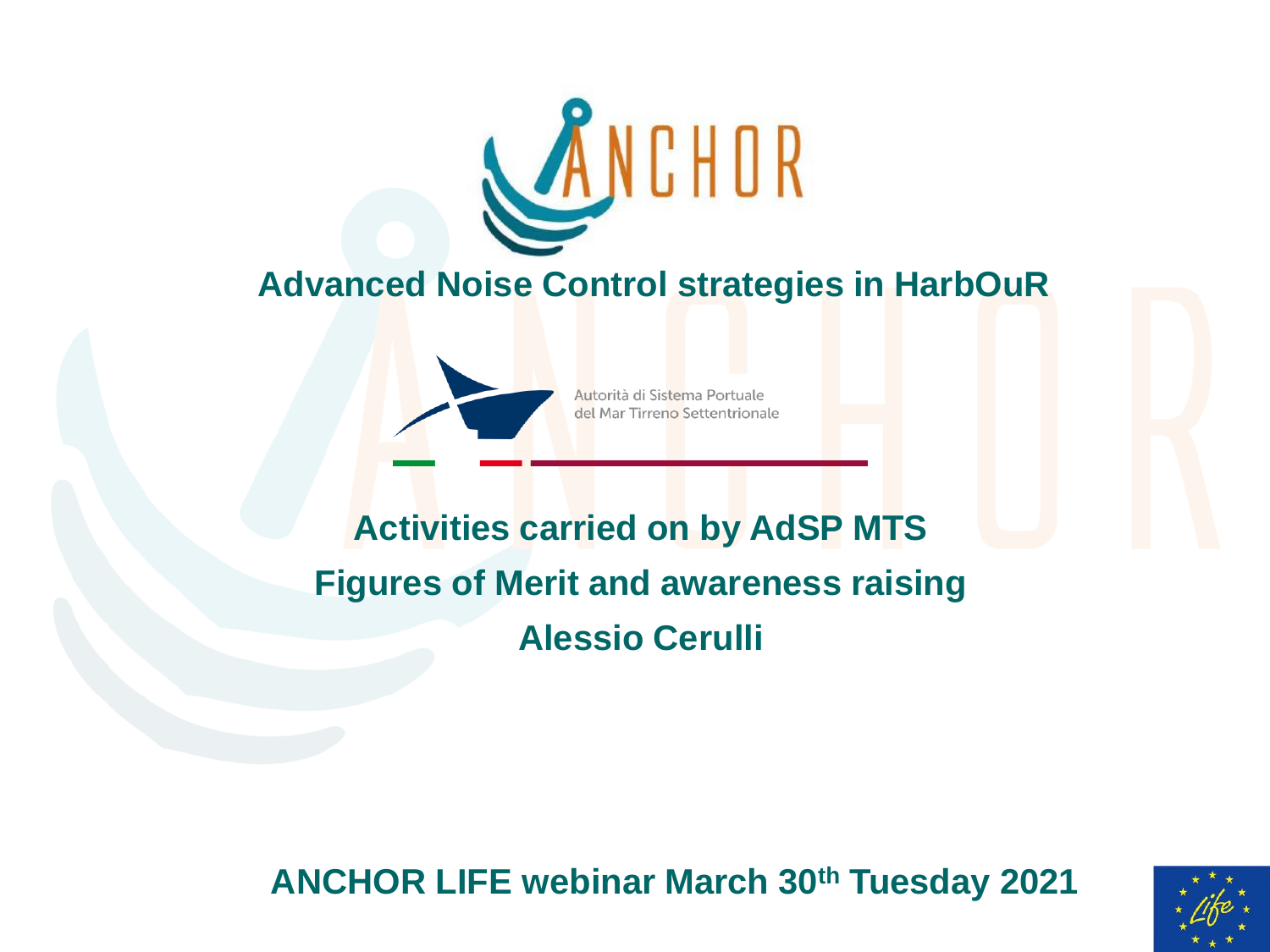# ANCHOR

## Advanced Noise Control strategies in HarbOuR

Autorità di Sistema Portuale del Mar Tirreno Settentrionale

## Activities carried on by AdSP MTS

## Figures of Merit and awareness raising

## Alessio Cerulli

**ANCHOR LIFE webinar March 30th Tuesday 2021**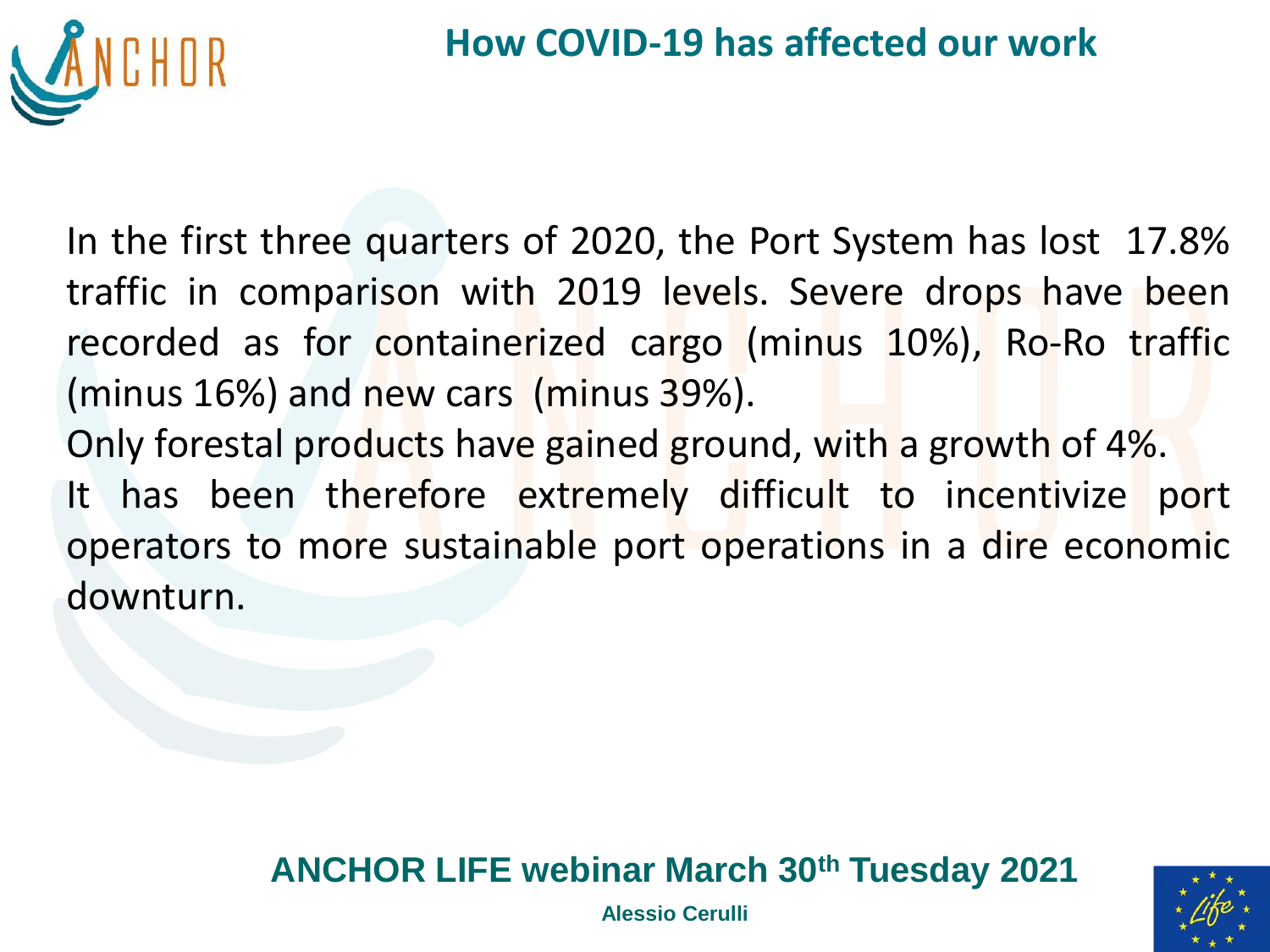## How COVID-19 has affected our work

In the first three quarters of 2020, the Port System has lost 17.8% traffic in comparison with 2019 levels. Severe drops have been recorded as for containerized cargo (minus 10%), Ro-Ro traffic (minus 16%) and new cars (minus 39%).

Only forestal products have gained ground, with a growth of 4%.

It has been therefore extremely difficult to incentivize port operators to more sustainable port operations in a dire economic downturn.

**ANCHOR LIFE webinar March 30th Tuesday 2021**

**Alessio Cerulli**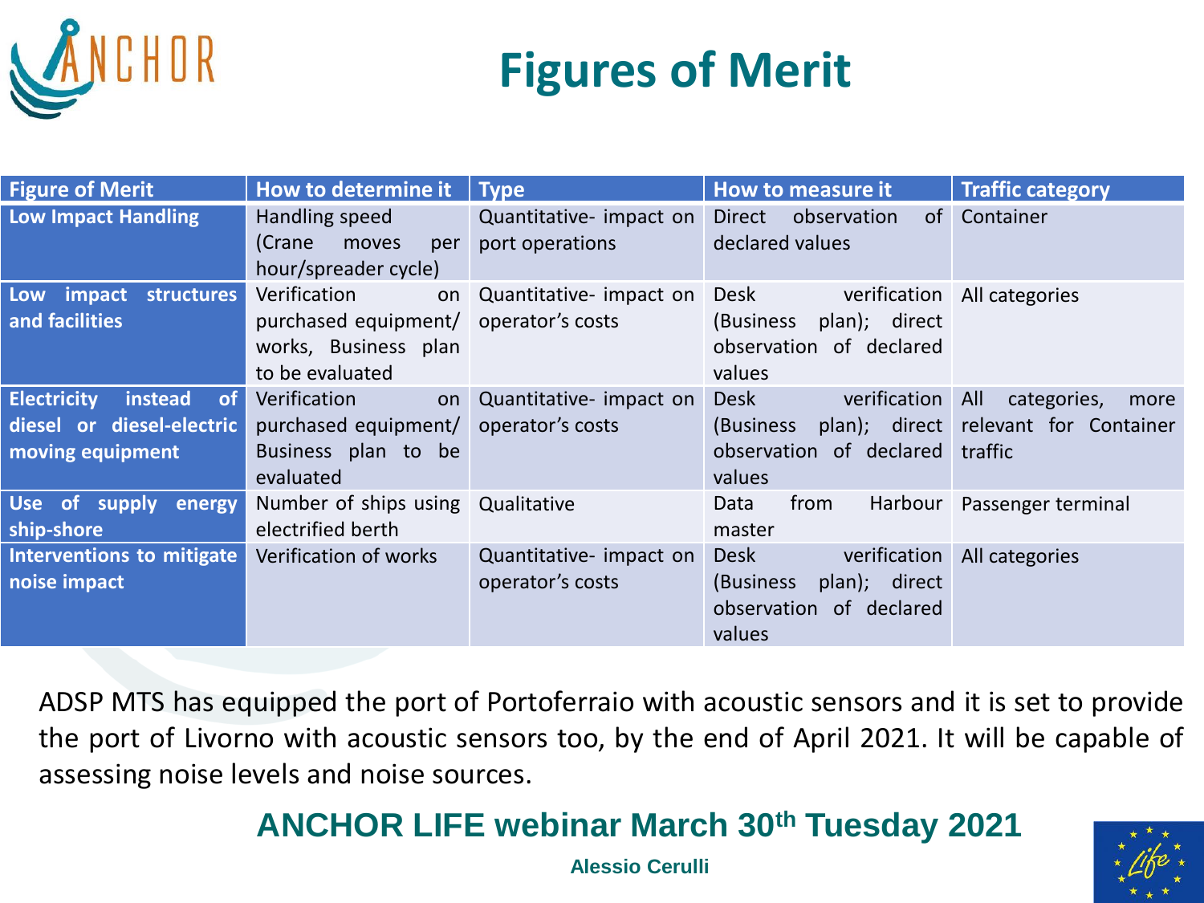# Figures of Merit

| Figure of Merit | How to determine it | Type | How to measure it | Traffic category |
|---|---|---|---|---|
| **Low Impact Handling** | Handling speed (Crane moves per hour/spreader cycle) | Quantitative- impact on port operations | Direct observation of declared values | Container |
| **Low impact structures and facilities** | Verification on purchased equipment/ works, Business plan to be evaluated | Quantitative- impact on operator's costs | Desk verification (Business plan); direct observation of declared values | All categories |
| **Electricity instead of diesel or diesel-electric moving equipment** | Verification on purchased equipment/ Business plan to be evaluated | Quantitative- impact on operator's costs | Desk verification (Business plan); direct observation of declared values | All categories, more relevant for Container traffic |
| **Use of supply energy ship-shore** | Number of ships using electrified berth | Qualitative | Data from Harbour master | Passenger terminal |
| **Interventions to mitigate noise impact** | Verification of works | Quantitative- impact on operator's costs | Desk verification (Business plan); direct observation of declared values | All categories |

ADSP MTS has equipped the port of Portoferraio with acoustic sensors and it is set to provide the port of Livorno with acoustic sensors too, by the end of April 2021. It will be capable of assessing noise levels and noise sources.

**ANCHOR LIFE webinar March 30th Tuesday 2021**

**Alessio Cerulli**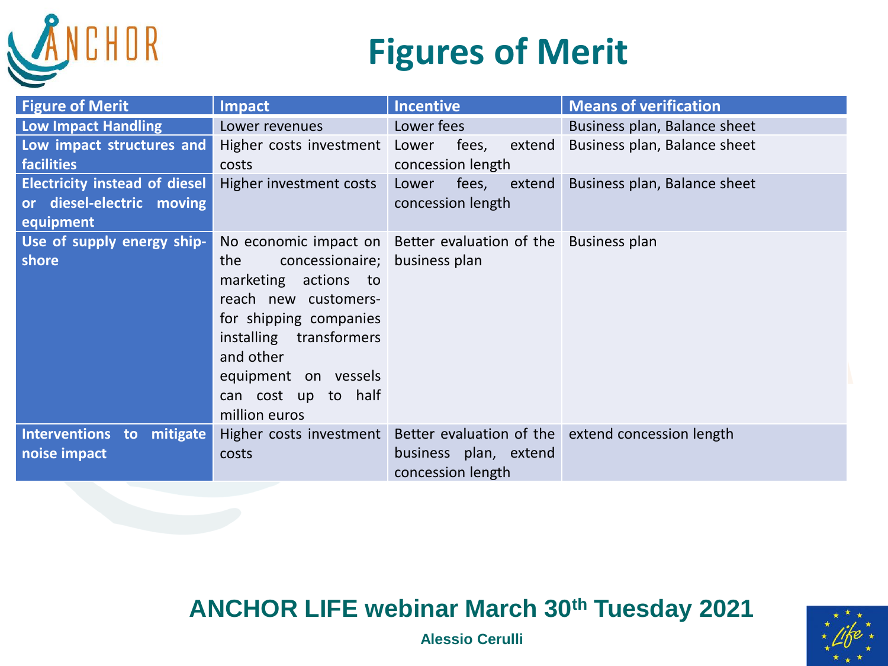# Figures of Merit

| Figure of Merit | Impact | Incentive | Means of verification |
| --- | --- | --- | --- |
| Low Impact Handling | Lower revenues | Lower fees | Business plan, Balance sheet |
| Low impact structures and facilities | Higher costs investment costs | Lower fees, extend concession length | Business plan, Balance sheet |
| Electricity instead of diesel or diesel-electric moving equipment | Higher investment costs | Lower fees, extend concession length | Business plan, Balance sheet |
| Use of supply energy ship-shore | No economic impact on the concessionaire; marketing actions to reach new customers- for shipping companies installing transformers and other equipment on vessels can cost up to half million euros | Better evaluation of the business plan | Business plan |
| Interventions to mitigate noise impact | Higher costs investment costs | Better evaluation of the business plan, extend concession length | extend concession length |

**ANCHOR LIFE webinar March 30th Tuesday 2021**

**Alessio Cerulli**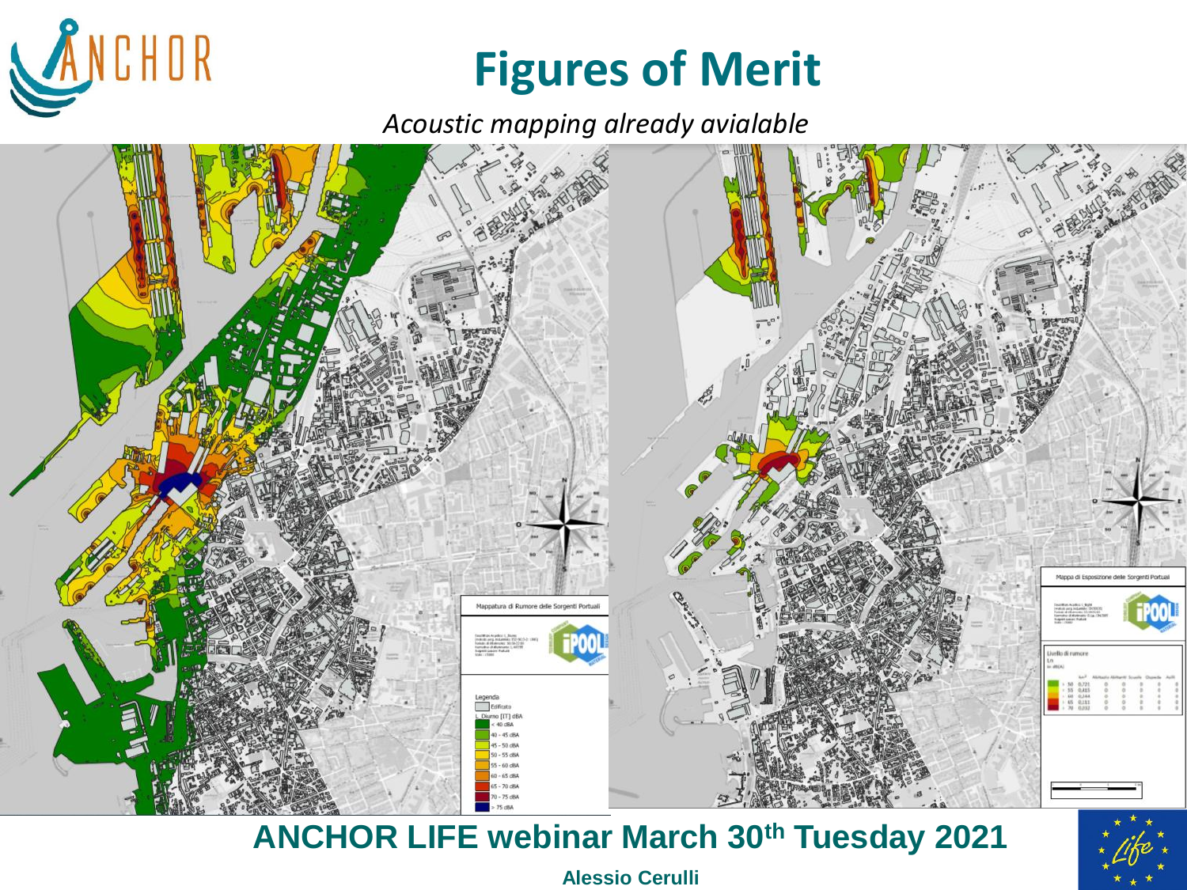# Figures of Merit

*Acoustic mapping already avialable*

Mappatura di Rumore delle Sorgenti Portuali

Legenda

Edificato

L Diurno [IT] dBA

- < 40 dBA
- 40 - 45 dBA
- 45 - 50 dBA
- 50 - 55 dBA
- 55 - 60 dBA
- 60 - 65 dBA
- 65 - 70 dBA
- 70 - 75 dBA
- > 75 dBA

Mappa di Esposizione delle Sorgenti Portuali

Livello di rumore

## ANCHOR LIFE webinar March 30th Tuesday 2021

**Alessio Cerulli**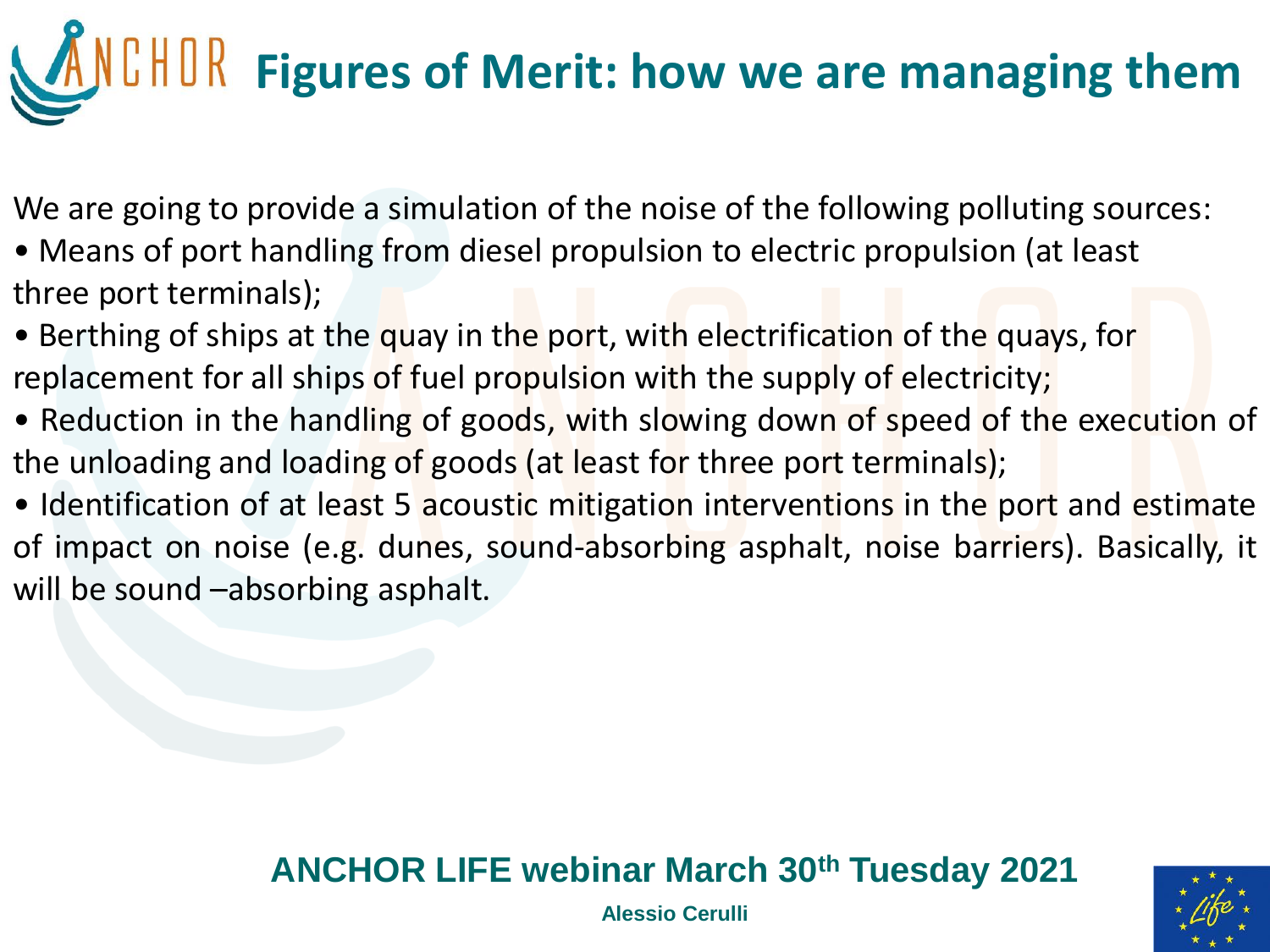# Figures of Merit: how we are managing them

We are going to provide a simulation of the noise of the following polluting sources:

- Means of port handling from diesel propulsion to electric propulsion (at least three port terminals);
- Berthing of ships at the quay in the port, with electrification of the quays, for replacement for all ships of fuel propulsion with the supply of electricity;
- Reduction in the handling of goods, with slowing down of speed of the execution of the unloading and loading of goods (at least for three port terminals);
- Identification of at least 5 acoustic mitigation interventions in the port and estimate of impact on noise (e.g. dunes, sound-absorbing asphalt, noise barriers). Basically, it will be sound –absorbing asphalt.

**ANCHOR LIFE webinar March 30th Tuesday 2021**

**Alessio Cerulli**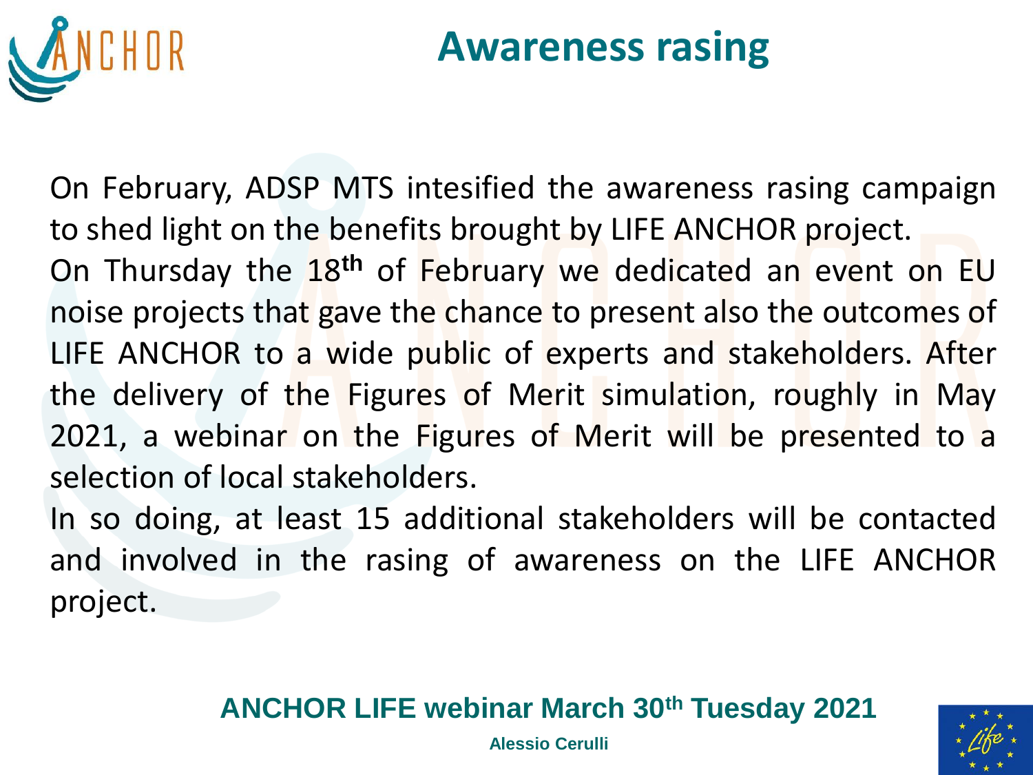# Awareness rasing

On February, ADSP MTS intesified the awareness rasing campaign to shed light on the benefits brought by LIFE ANCHOR project.

On Thursday the 18th of February we dedicated an event on EU noise projects that gave the chance to present also the outcomes of LIFE ANCHOR to a wide public of experts and stakeholders. After the delivery of the Figures of Merit simulation, roughly in May 2021, a webinar on the Figures of Merit will be presented to a selection of local stakeholders.

In so doing, at least 15 additional stakeholders will be contacted and involved in the rasing of awareness on the LIFE ANCHOR project.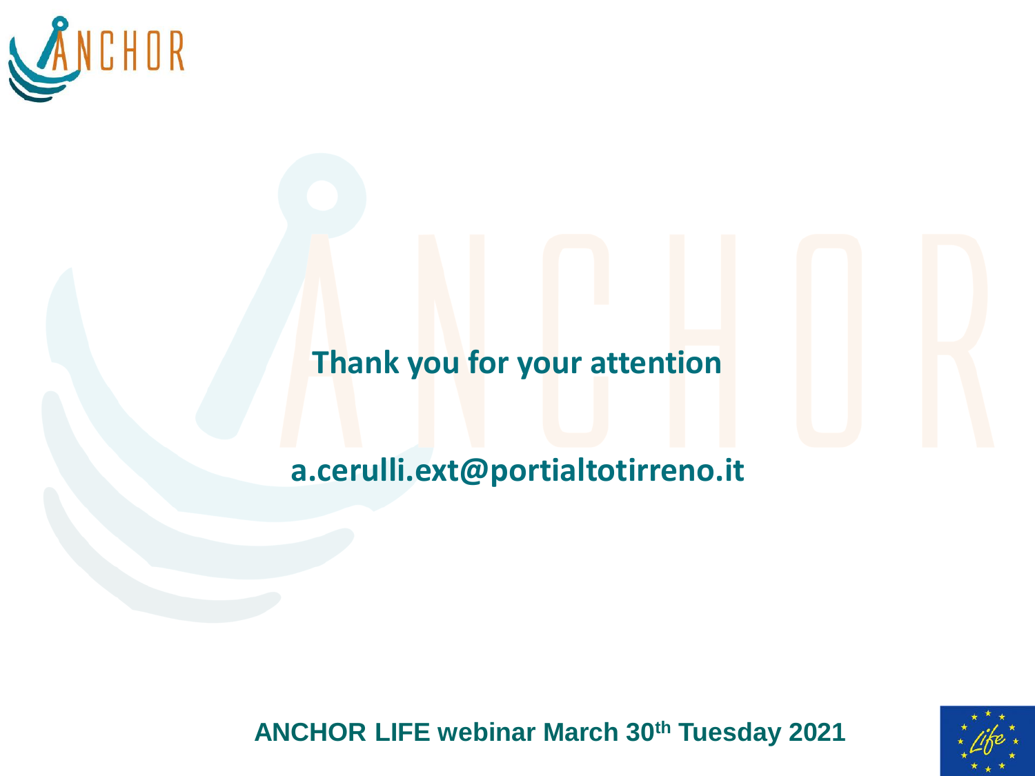**Thank you for your attention**

**a.cerulli.ext@portialtotirreno.it**

**ANCHOR LIFE webinar March 30th Tuesday 2021**